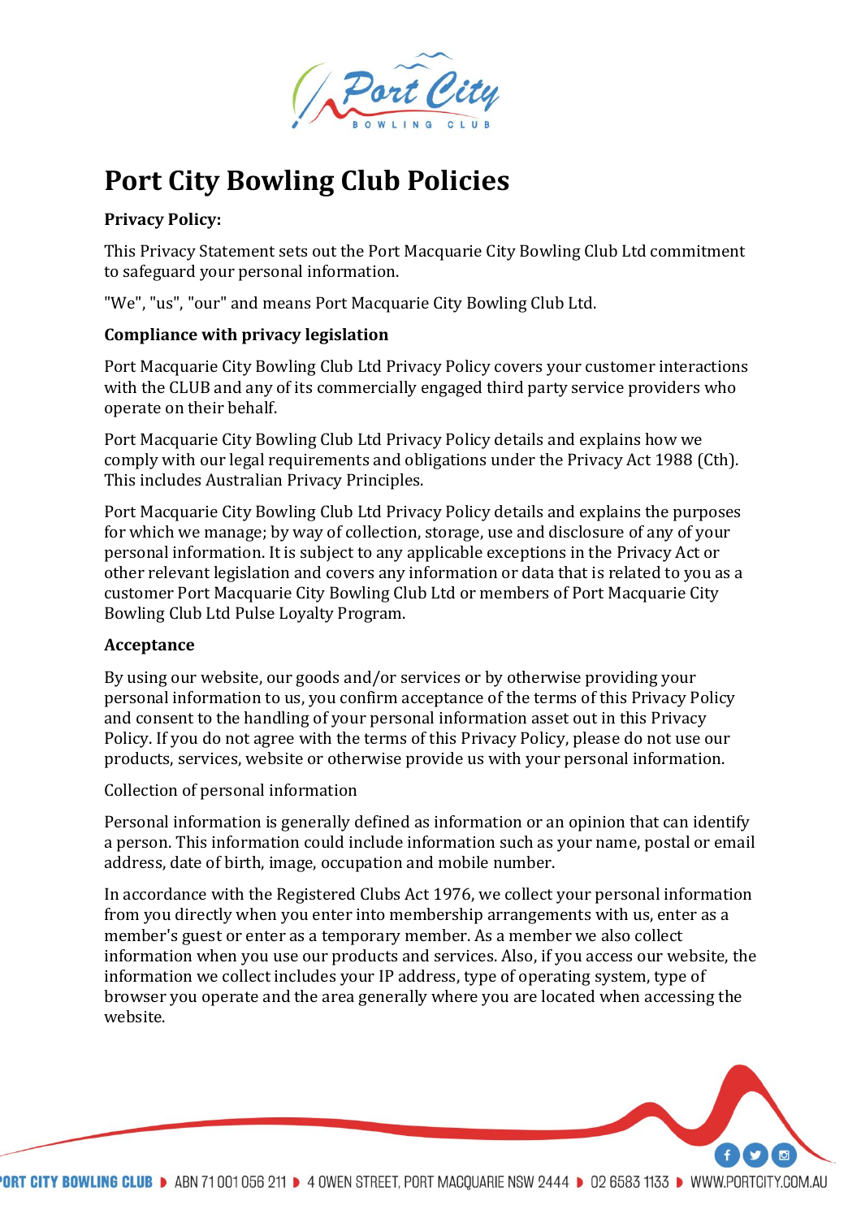# Port City Bowling Club Policies

**Privacy Policy:**

This Privacy Statement sets out the Port Macquarie City Bowling Club Ltd commitment to safeguard your personal information.

"We", "us", "our" and means Port Macquarie City Bowling Club Ltd.

**Compliance with privacy legislation**

Port Macquarie City Bowling Club Ltd Privacy Policy covers your customer interactions with the CLUB and any of its commercially engaged third party service providers who operate on their behalf.

Port Macquarie City Bowling Club Ltd Privacy Policy details and explains how we comply with our legal requirements and obligations under the Privacy Act 1988 (Cth). This includes Australian Privacy Principles.

Port Macquarie City Bowling Club Ltd Privacy Policy details and explains the purposes for which we manage; by way of collection, storage, use and disclosure of any of your personal information. It is subject to any applicable exceptions in the Privacy Act or other relevant legislation and covers any information or data that is related to you as a customer Port Macquarie City Bowling Club Ltd or members of Port Macquarie City Bowling Club Ltd Pulse Loyalty Program.

**Acceptance**

By using our website, our goods and/or services or by otherwise providing your personal information to us, you confirm acceptance of the terms of this Privacy Policy and consent to the handling of your personal information asset out in this Privacy Policy. If you do not agree with the terms of this Privacy Policy, please do not use our products, services, website or otherwise provide us with your personal information.

Collection of personal information

Personal information is generally defined as information or an opinion that can identify a person. This information could include information such as your name, postal or email address, date of birth, image, occupation and mobile number.

In accordance with the Registered Clubs Act 1976, we collect your personal information from you directly when you enter into membership arrangements with us, enter as a member's guest or enter as a temporary member. As a member we also collect information when you use our products and services. Also, if you access our website, the information we collect includes your IP address, type of operating system, type of browser you operate and the area generally where you are located when accessing the website.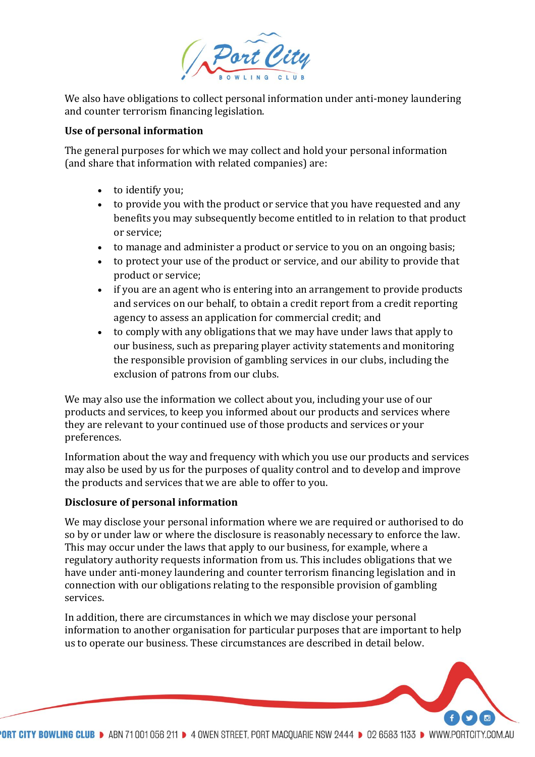We also have obligations to collect personal information under anti-money laundering and counter terrorism financing legislation.

**Use of personal information**

The general purposes for which we may collect and hold your personal information (and share that information with related companies) are:

- to identify you;
- to provide you with the product or service that you have requested and any benefits you may subsequently become entitled to in relation to that product or service;
- to manage and administer a product or service to you on an ongoing basis;
- to protect your use of the product or service, and our ability to provide that product or service;
- if you are an agent who is entering into an arrangement to provide products and services on our behalf, to obtain a credit report from a credit reporting agency to assess an application for commercial credit; and
- to comply with any obligations that we may have under laws that apply to our business, such as preparing player activity statements and monitoring the responsible provision of gambling services in our clubs, including the exclusion of patrons from our clubs.

We may also use the information we collect about you, including your use of our products and services, to keep you informed about our products and services where they are relevant to your continued use of those products and services or your preferences.

Information about the way and frequency with which you use our products and services may also be used by us for the purposes of quality control and to develop and improve the products and services that we are able to offer to you.

**Disclosure of personal information**

We may disclose your personal information where we are required or authorised to do so by or under law or where the disclosure is reasonably necessary to enforce the law. This may occur under the laws that apply to our business, for example, where a regulatory authority requests information from us. This includes obligations that we have under anti-money laundering and counter terrorism financing legislation and in connection with our obligations relating to the responsible provision of gambling services.

In addition, there are circumstances in which we may disclose your personal information to another organisation for particular purposes that are important to help us to operate our business. These circumstances are described in detail below.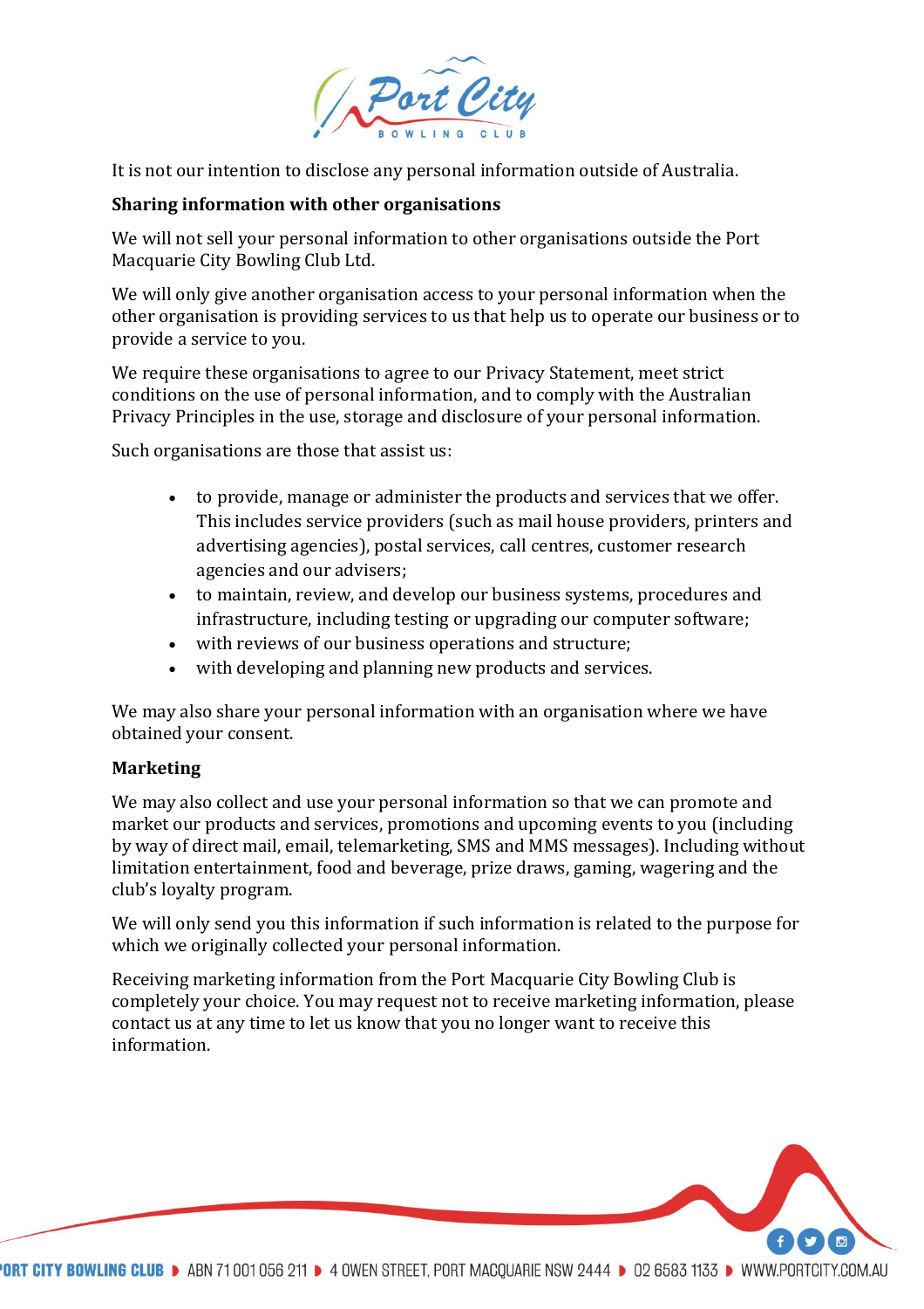It is not our intention to disclose any personal information outside of Australia.

**Sharing information with other organisations**

We will not sell your personal information to other organisations outside the Port Macquarie City Bowling Club Ltd.

We will only give another organisation access to your personal information when the other organisation is providing services to us that help us to operate our business or to provide a service to you.

We require these organisations to agree to our Privacy Statement, meet strict conditions on the use of personal information, and to comply with the Australian Privacy Principles in the use, storage and disclosure of your personal information.

Such organisations are those that assist us:

- to provide, manage or administer the products and services that we offer. This includes service providers (such as mail house providers, printers and advertising agencies), postal services, call centres, customer research agencies and our advisers;
- to maintain, review, and develop our business systems, procedures and infrastructure, including testing or upgrading our computer software;
- with reviews of our business operations and structure;
- with developing and planning new products and services.

We may also share your personal information with an organisation where we have obtained your consent.

**Marketing**

We may also collect and use your personal information so that we can promote and market our products and services, promotions and upcoming events to you (including by way of direct mail, email, telemarketing, SMS and MMS messages). Including without limitation entertainment, food and beverage, prize draws, gaming, wagering and the club's loyalty program.

We will only send you this information if such information is related to the purpose for which we originally collected your personal information.

Receiving marketing information from the Port Macquarie City Bowling Club is completely your choice. You may request not to receive marketing information, please contact us at any time to let us know that you no longer want to receive this information.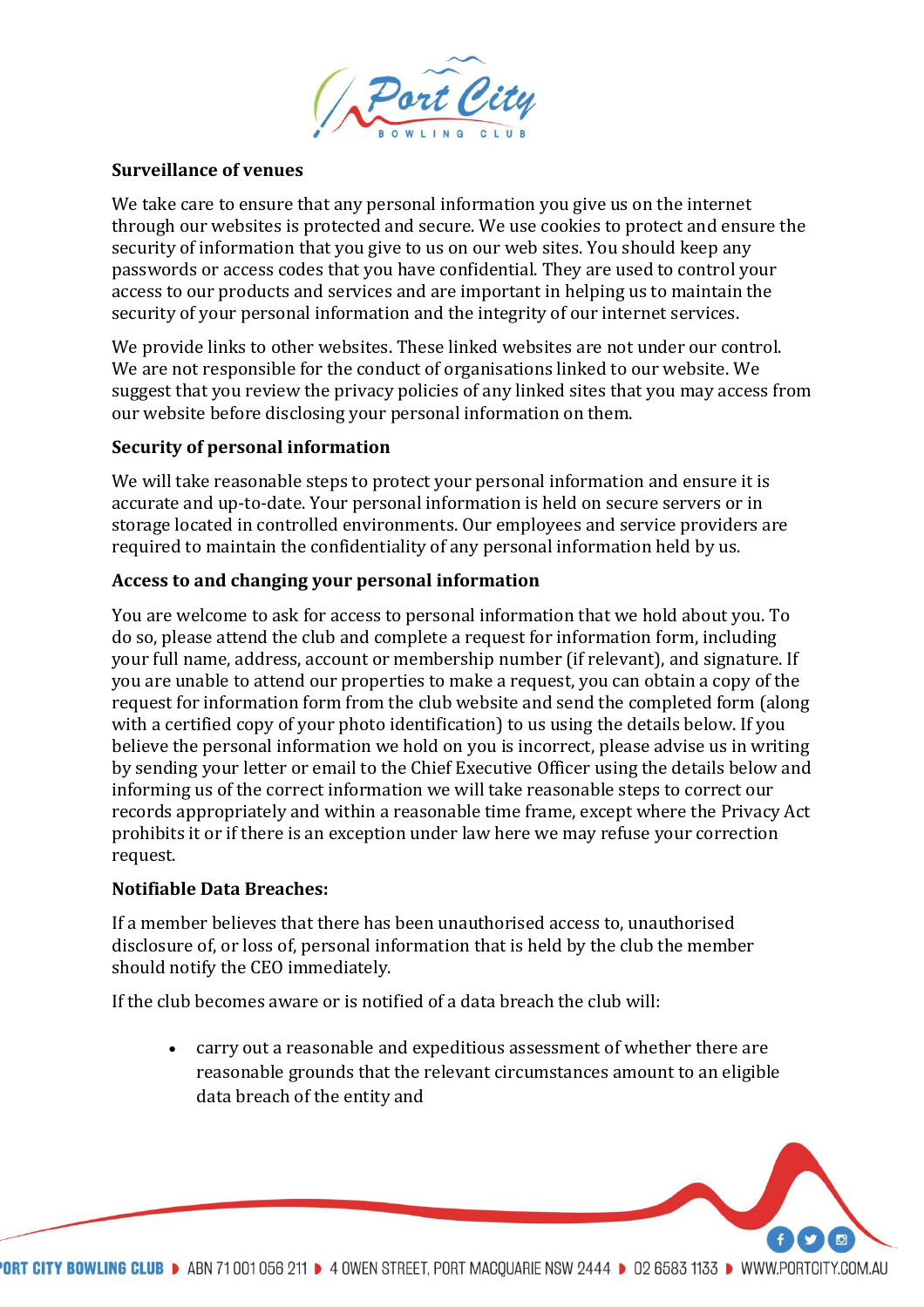**Surveillance of venues**

We take care to ensure that any personal information you give us on the internet through our websites is protected and secure. We use cookies to protect and ensure the security of information that you give to us on our web sites. You should keep any passwords or access codes that you have confidential. They are used to control your access to our products and services and are important in helping us to maintain the security of your personal information and the integrity of our internet services.

We provide links to other websites. These linked websites are not under our control. We are not responsible for the conduct of organisations linked to our website. We suggest that you review the privacy policies of any linked sites that you may access from our website before disclosing your personal information on them.

**Security of personal information**

We will take reasonable steps to protect your personal information and ensure it is accurate and up-to-date. Your personal information is held on secure servers or in storage located in controlled environments. Our employees and service providers are required to maintain the confidentiality of any personal information held by us.

**Access to and changing your personal information**

You are welcome to ask for access to personal information that we hold about you. To do so, please attend the club and complete a request for information form, including your full name, address, account or membership number (if relevant), and signature. If you are unable to attend our properties to make a request, you can obtain a copy of the request for information form from the club website and send the completed form (along with a certified copy of your photo identification) to us using the details below. If you believe the personal information we hold on you is incorrect, please advise us in writing by sending your letter or email to the Chief Executive Officer using the details below and informing us of the correct information we will take reasonable steps to correct our records appropriately and within a reasonable time frame, except where the Privacy Act prohibits it or if there is an exception under law here we may refuse your correction request.

**Notifiable Data Breaches:**

If a member believes that there has been unauthorised access to, unauthorised disclosure of, or loss of, personal information that is held by the club the member should notify the CEO immediately.

If the club becomes aware or is notified of a data breach the club will:

- carry out a reasonable and expeditious assessment of whether there are reasonable grounds that the relevant circumstances amount to an eligible data breach of the entity and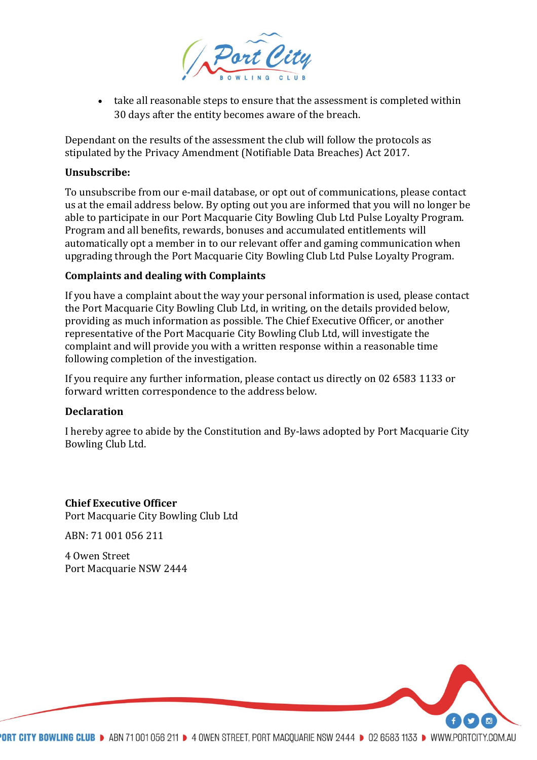- take all reasonable steps to ensure that the assessment is completed within 30 days after the entity becomes aware of the breach.

Dependant on the results of the assessment the club will follow the protocols as stipulated by the Privacy Amendment (Notifiable Data Breaches) Act 2017.

**Unsubscribe:**

To unsubscribe from our e-mail database, or opt out of communications, please contact us at the email address below. By opting out you are informed that you will no longer be able to participate in our Port Macquarie City Bowling Club Ltd Pulse Loyalty Program. Program and all benefits, rewards, bonuses and accumulated entitlements will automatically opt a member in to our relevant offer and gaming communication when upgrading through the Port Macquarie City Bowling Club Ltd Pulse Loyalty Program.

**Complaints and dealing with Complaints**

If you have a complaint about the way your personal information is used, please contact the Port Macquarie City Bowling Club Ltd, in writing, on the details provided below, providing as much information as possible. The Chief Executive Officer, or another representative of the Port Macquarie City Bowling Club Ltd, will investigate the complaint and will provide you with a written response within a reasonable time following completion of the investigation.

If you require any further information, please contact us directly on 02 6583 1133 or forward written correspondence to the address below.

**Declaration**

I hereby agree to abide by the Constitution and By-laws adopted by Port Macquarie City Bowling Club Ltd.

**Chief Executive Officer**
Port Macquarie City Bowling Club Ltd

ABN: 71 001 056 211

4 Owen Street
Port Macquarie NSW 2444